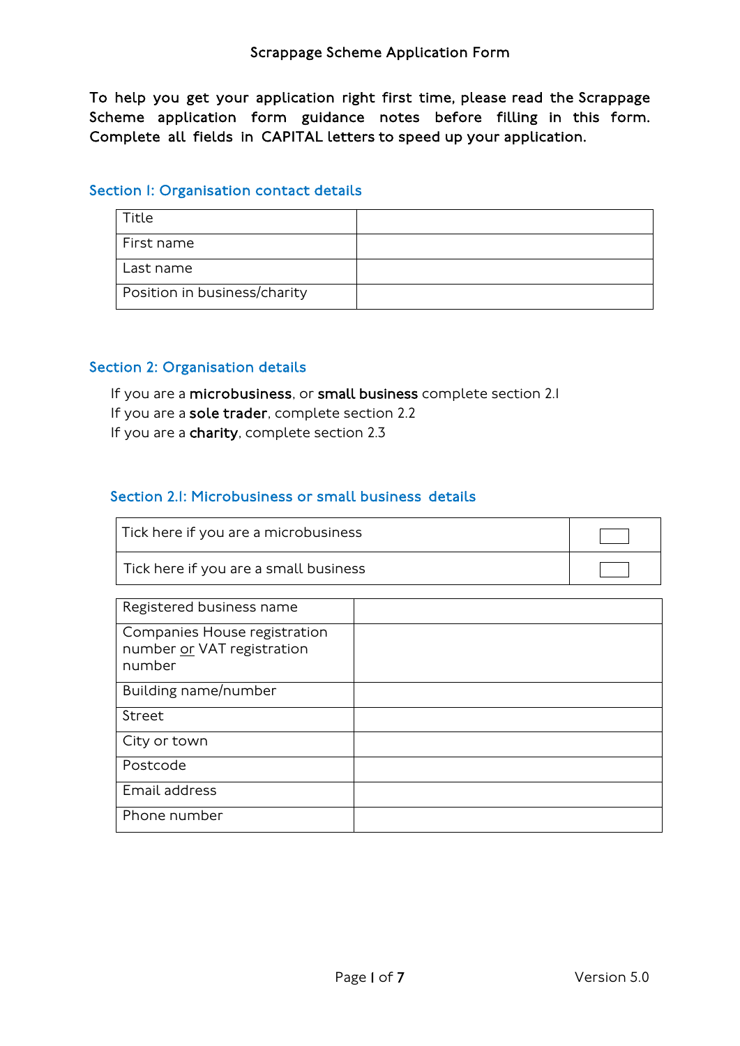# Scrappage Scheme Application Form

**To help you get your application right first time, please read the Scrappage Scheme application form guidance notes before filling in this form. Complete all fields in CAPITAL letters to speed up your application.**

## Section 1: Organisation contact details

| Title | |
|---|---|
| First name | |
| Last name | |
| Position in business/charity | |

## Section 2: Organisation details

If you are a **microbusiness**, or **small business** complete section 2.1
If you are a **sole trader**, complete section 2.2
If you are a **charity**, complete section 2.3

### Section 2.1: Microbusiness or small business details

| Tick here if you are a microbusiness | ☐ |
|---|---|
| Tick here if you are a small business | ☐ |

| Registered business name | |
|---|---|
| Companies House registration number or VAT registration number | |
| Building name/number | |
| Street | |
| City or town | |
| Postcode | |
| Email address | |
| Phone number | |

Version 5.0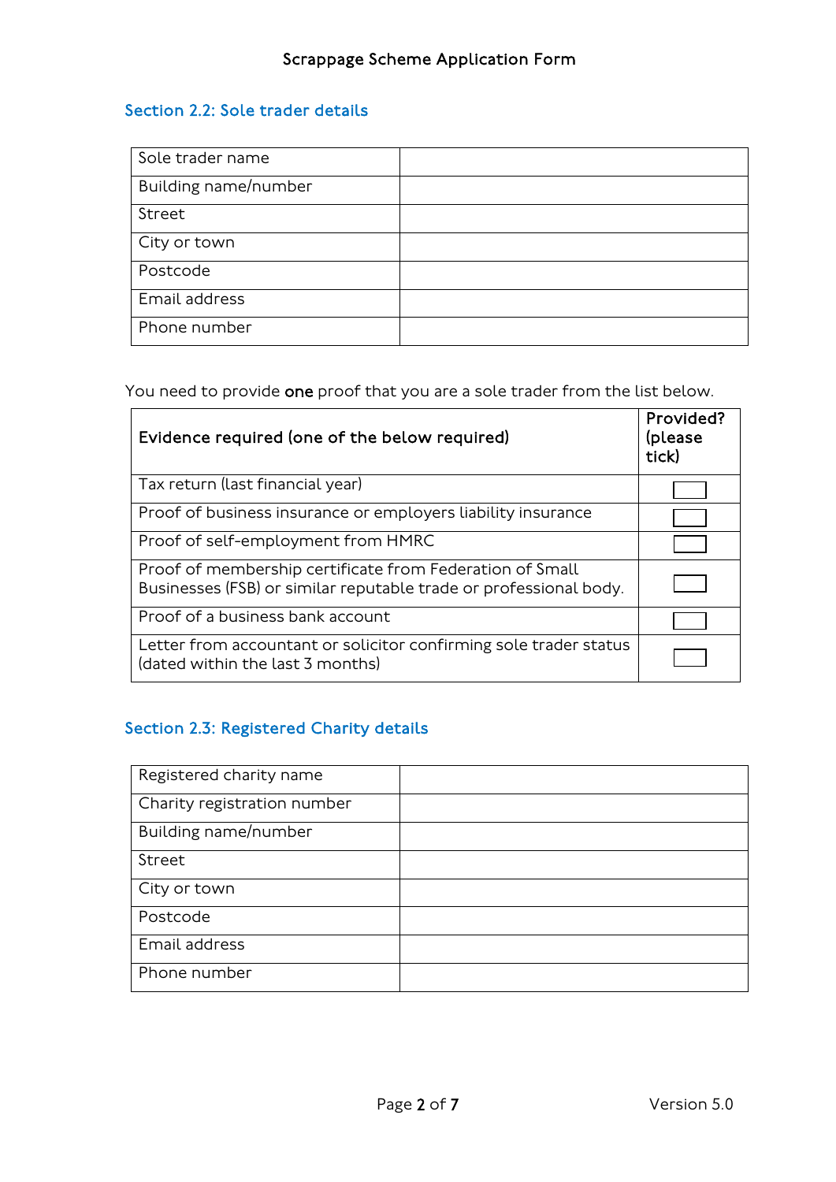## Section 2.2: Sole trader details

| | |
|---|---|
| Sole trader name | |
| Building name/number | |
| Street | |
| City or town | |
| Postcode | |
| Email address | |
| Phone number | |

You need to provide **one** proof that you are a sole trader from the list below.

| Evidence required (one of the below required) | Provided? (please tick) |
|---|---|
| Tax return (last financial year) | ☐ |
| Proof of business insurance or employers liability insurance | ☐ |
| Proof of self-employment from HMRC | ☐ |
| Proof of membership certificate from Federation of Small Businesses (FSB) or similar reputable trade or professional body. | ☐ |
| Proof of a business bank account | ☐ |
| Letter from accountant or solicitor confirming sole trader status (dated within the last 3 months) | ☐ |

## Section 2.3: Registered Charity details

| | |
|---|---|
| Registered charity name | |
| Charity registration number | |
| Building name/number | |
| Street | |
| City or town | |
| Postcode | |
| Email address | |
| Phone number | |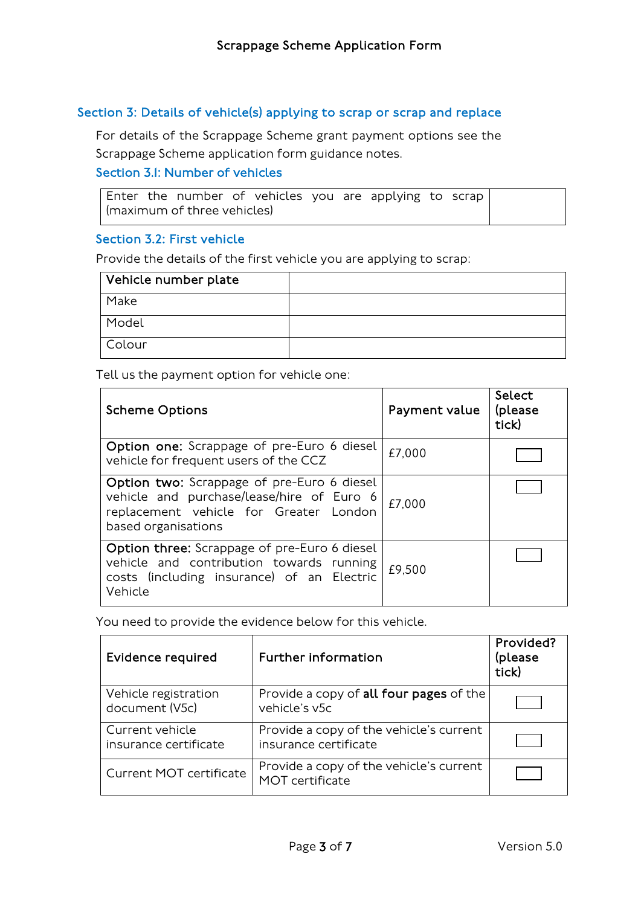## Section 3: Details of vehicle(s) applying to scrap or scrap and replace

For details of the Scrappage Scheme grant payment options see the Scrappage Scheme application form guidance notes.

### Section 3.1: Number of vehicles

| Enter the number of vehicles you are applying to scrap (maximum of three vehicles) | |
|---|---|

### Section 3.2: First vehicle

Provide the details of the first vehicle you are applying to scrap:

| **Vehicle number plate** | |
|---|---|
| Make | |
| Model | |
| Colour | |

Tell us the payment option for vehicle one:

| Scheme Options | Payment value | Select (please tick) |
|---|---|---|
| **Option one:** Scrappage of pre-Euro 6 diesel vehicle for frequent users of the CCZ | £7,000 | ☐ |
| **Option two:** Scrappage of pre-Euro 6 diesel vehicle and purchase/lease/hire of Euro 6 replacement vehicle for Greater London based organisations | £7,000 | ☐ |
| **Option three:** Scrappage of pre-Euro 6 diesel vehicle and contribution towards running costs (including insurance) of an Electric Vehicle | £9,500 | ☐ |

You need to provide the evidence below for this vehicle.

| Evidence required | Further information | Provided? (please tick) |
|---|---|---|
| Vehicle registration document (V5c) | Provide a copy of **all four pages** of the vehicle's v5c | ☐ |
| Current vehicle insurance certificate | Provide a copy of the vehicle's current insurance certificate | ☐ |
| Current MOT certificate | Provide a copy of the vehicle's current MOT certificate | ☐ |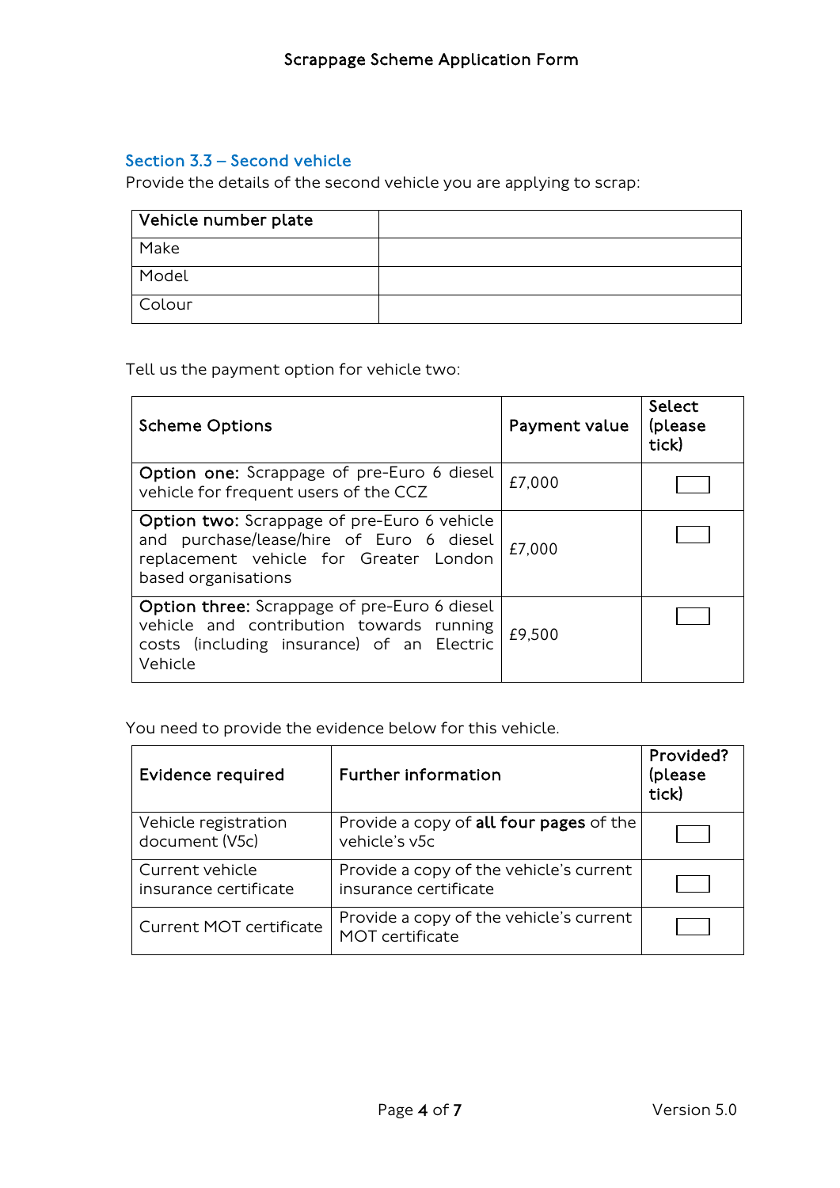## Section 3.3 – Second vehicle

Provide the details of the second vehicle you are applying to scrap:

| Vehicle number plate | |
|---|---|
| Make | |
| Model | |
| Colour | |

Tell us the payment option for vehicle two:

| Scheme Options | Payment value | Select (please tick) |
|---|---|---|
| **Option one:** Scrappage of pre-Euro 6 diesel vehicle for frequent users of the CCZ | £7,000 | ☐ |
| **Option two:** Scrappage of pre-Euro 6 vehicle and purchase/lease/hire of Euro 6 diesel replacement vehicle for Greater London based organisations | £7,000 | ☐ |
| **Option three:** Scrappage of pre-Euro 6 diesel vehicle and contribution towards running costs (including insurance) of an Electric Vehicle | £9,500 | ☐ |

You need to provide the evidence below for this vehicle.

| Evidence required | Further information | Provided? (please tick) |
|---|---|---|
| Vehicle registration document (V5c) | Provide a copy of **all four pages** of the vehicle's v5c | ☐ |
| Current vehicle insurance certificate | Provide a copy of the vehicle's current insurance certificate | ☐ |
| Current MOT certificate | Provide a copy of the vehicle's current MOT certificate | ☐ |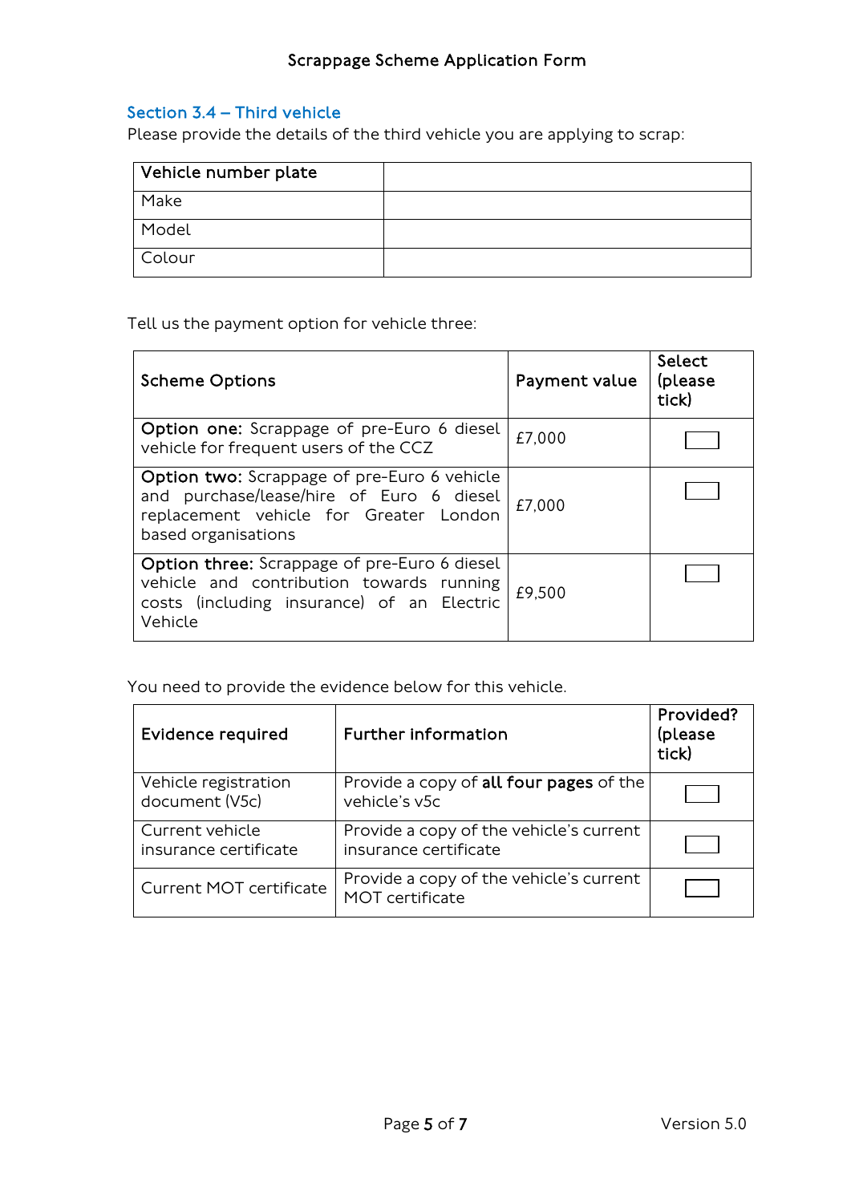## Section 3.4 – Third vehicle

Please provide the details of the third vehicle you are applying to scrap:

| Vehicle number plate | |
|---|---|
| Make | |
| Model | |
| Colour | |

Tell us the payment option for vehicle three:

| Scheme Options | Payment value | Select (please tick) |
|---|---|---|
| **Option one:** Scrappage of pre-Euro 6 diesel vehicle for frequent users of the CCZ | £7,000 | ☐ |
| **Option two:** Scrappage of pre-Euro 6 vehicle and purchase/lease/hire of Euro 6 diesel replacement vehicle for Greater London based organisations | £7,000 | ☐ |
| **Option three:** Scrappage of pre-Euro 6 diesel vehicle and contribution towards running costs (including insurance) of an Electric Vehicle | £9,500 | ☐ |

You need to provide the evidence below for this vehicle.

| Evidence required | Further information | Provided? (please tick) |
|---|---|---|
| Vehicle registration document (V5c) | Provide a copy of **all four pages** of the vehicle's v5c | ☐ |
| Current vehicle insurance certificate | Provide a copy of the vehicle's current insurance certificate | ☐ |
| Current MOT certificate | Provide a copy of the vehicle's current MOT certificate | ☐ |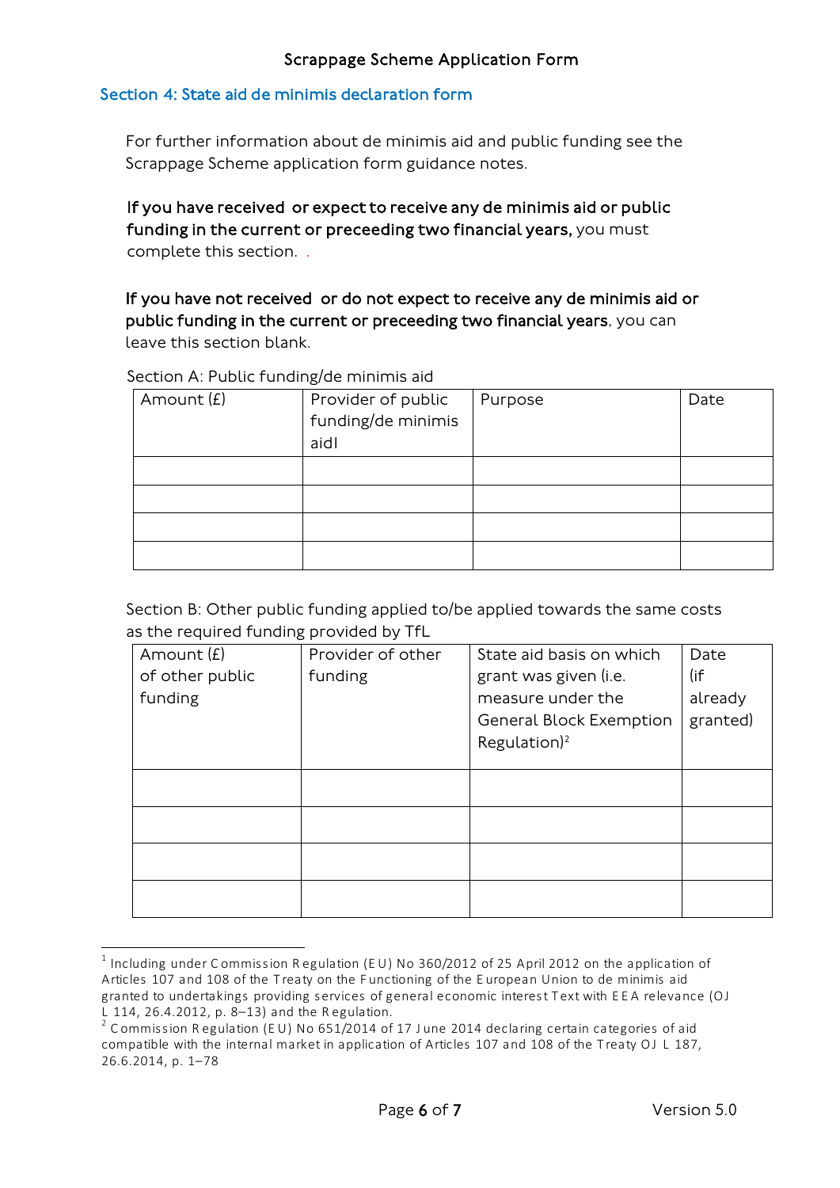## Section 4: State aid de minimis declaration form

For further information about de minimis aid and public funding see the Scrappage Scheme application form guidance notes.

**If you have received or expect to receive any de minimis aid or public funding in the current or preceeding two financial years,** you must complete this section. .

**If you have not received or do not expect to receive any de minimis aid or public funding in the current or preceeding two financial years**, you can leave this section blank.

Section A: Public funding/de minimis aid

| Amount (£) | Provider of public funding/de minimis aid[1] | Purpose | Date |
|---|---|---|---|
| | | | |
| | | | |
| | | | |
| | | | |

Section B: Other public funding applied to/be applied towards the same costs as the required funding provided by TfL

| Amount (£) of other public funding | Provider of other funding | State aid basis on which grant was given (i.e. measure under the General Block Exemption Regulation)[2] | Date (if already granted) |
|---|---|---|---|
| | | | |
| | | | |
| | | | |
| | | | |

[1] Including under Commission Regulation (EU) No 360/2012 of 25 April 2012 on the application of Articles 107 and 108 of the Treaty on the Functioning of the European Union to de minimis aid granted to undertakings providing services of general economic interest Text with EEA relevance (OJ L 114, 26.4.2012, p. 8–13) and the Regulation.

[2] Commission Regulation (EU) No 651/2014 of 17 June 2014 declaring certain categories of aid compatible with the internal market in application of Articles 107 and 108 of the Treaty OJ L 187, 26.6.2014, p. 1–78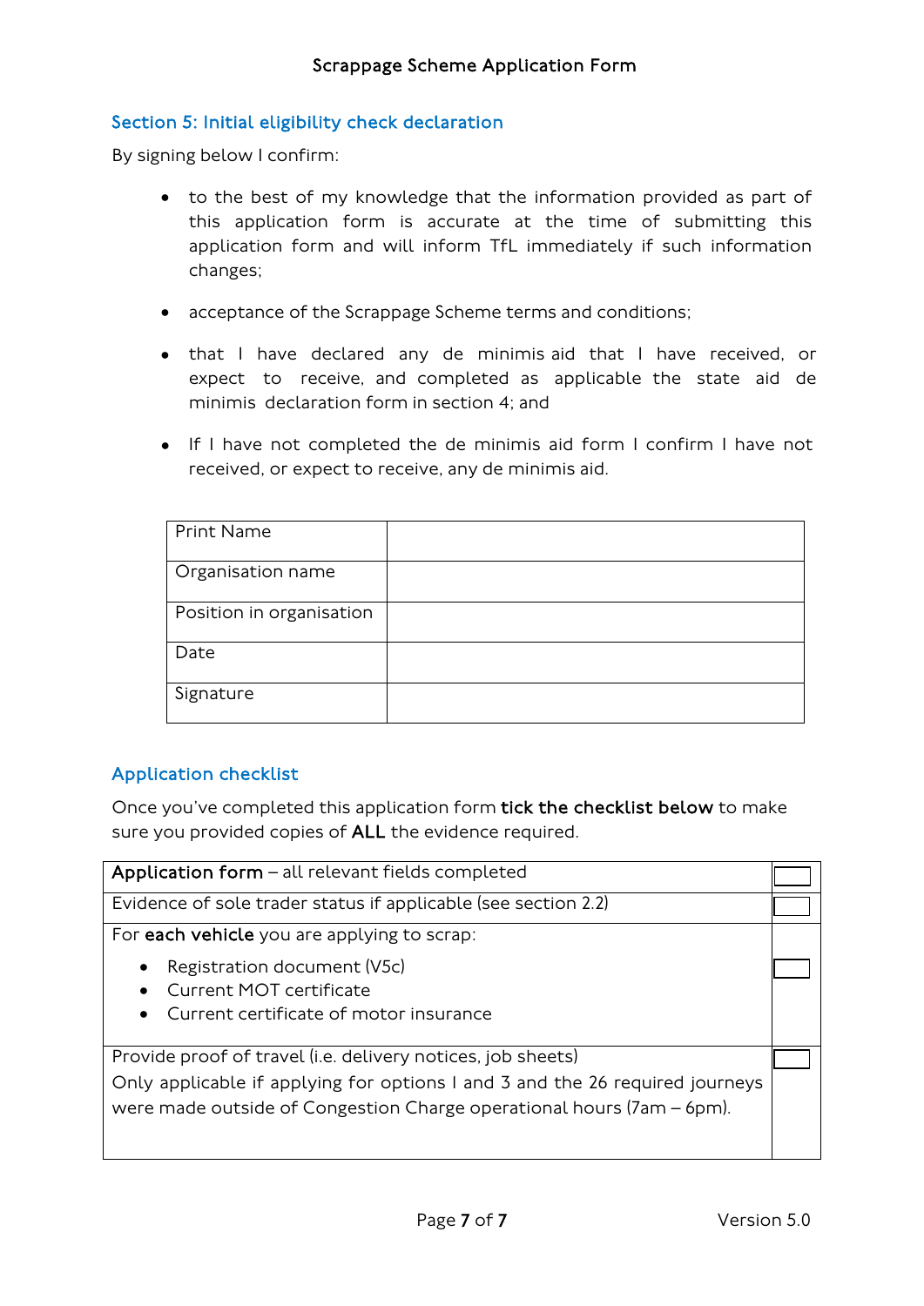## Section 5: Initial eligibility check declaration

By signing below I confirm:

- to the best of my knowledge that the information provided as part of this application form is accurate at the time of submitting this application form and will inform TfL immediately if such information changes;
- acceptance of the Scrappage Scheme terms and conditions;
- that I have declared any de minimis aid that I have received, or expect to receive, and completed as applicable the state aid de minimis declaration form in section 4; and
- If I have not completed the de minimis aid form I confirm I have not received, or expect to receive, any de minimis aid.

| | |
|---|---|
| Print Name | |
| Organisation name | |
| Position in organisation | |
| Date | |
| Signature | |

## Application checklist

Once you've completed this application form **tick the checklist below** to make sure you provided copies of **ALL** the evidence required.

| | |
|---|---|
| **Application form** – all relevant fields completed | ☐ |
| Evidence of sole trader status if applicable (see section 2.2) | ☐ |
| For **each vehicle** you are applying to scrap:<br>• Registration document (V5c)<br>• Current MOT certificate<br>• Current certificate of motor insurance | ☐ |
| Provide proof of travel (i.e. delivery notices, job sheets)<br>Only applicable if applying for options 1 and 3 and the 26 required journeys were made outside of Congestion Charge operational hours (7am – 6pm). | ☐ |

Version 5.0